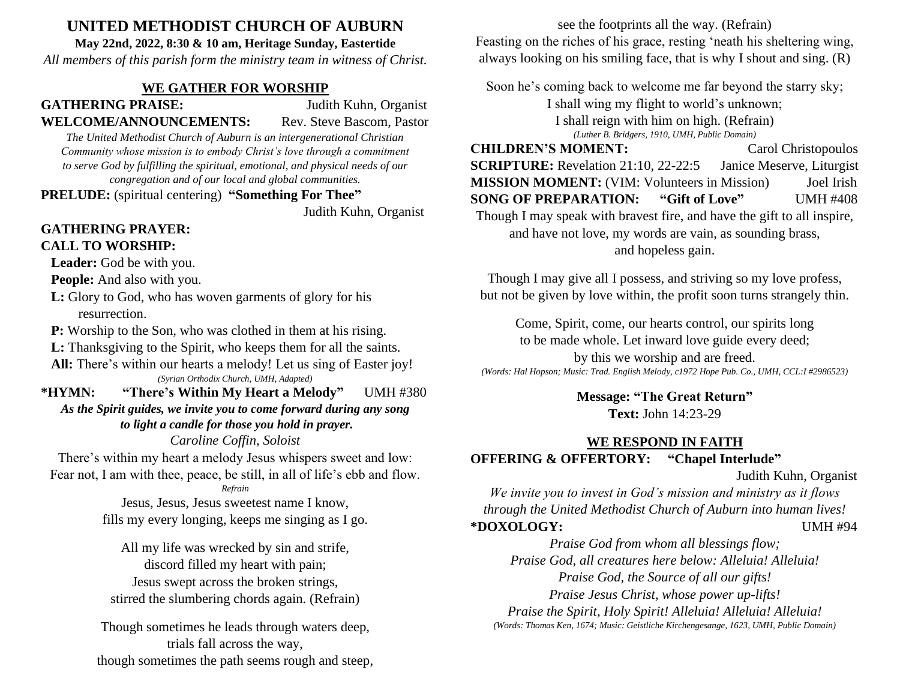# UNITED METHODIST CHURCH OF AUBURN

**May 22nd, 2022, 8:30 & 10 am, Heritage Sunday, Eastertide**

*All members of this parish form the ministry team in witness of Christ.*

## WE GATHER FOR WORSHIP

**GATHERING PRAISE:** Judith Kuhn, Organist

**WELCOME/ANNOUNCEMENTS:** Rev. Steve Bascom, Pastor

*The United Methodist Church of Auburn is an intergenerational Christian Community whose mission is to embody Christ's love through a commitment to serve God by fulfilling the spiritual, emotional, and physical needs of our congregation and of our local and global communities.*

**PRELUDE:** (spiritual centering) **"Something For Thee"** Judith Kuhn, Organist

**GATHERING PRAYER:**

**CALL TO WORSHIP:**

**Leader:** God be with you.

**People:** And also with you.

**L:** Glory to God, who has woven garments of glory for his resurrection.

**P:** Worship to the Son, who was clothed in them at his rising.

**L:** Thanksgiving to the Spirit, who keeps them for all the saints.

**All:** There's within our hearts a melody! Let us sing of Easter joy!

*(Syrian Orthodix Church, UMH, Adapted)*

**\*HYMN: "There's Within My Heart a Melody"** UMH #380

***As the Spirit guides, we invite you to come forward during any song to light a candle for those you hold in prayer.***

*Caroline Coffin, Soloist*

There's within my heart a melody Jesus whispers sweet and low:
Fear not, I am with thee, peace, be still, in all of life's ebb and flow.

*Refrain*

Jesus, Jesus, Jesus sweetest name I know,
fills my every longing, keeps me singing as I go.

All my life was wrecked by sin and strife,
discord filled my heart with pain;
Jesus swept across the broken strings,
stirred the slumbering chords again. (Refrain)

Though sometimes he leads through waters deep,
trials fall across the way,
though sometimes the path seems rough and steep,
see the footprints all the way. (Refrain)
Feasting on the riches of his grace, resting 'neath his sheltering wing,
always looking on his smiling face, that is why I shout and sing. (R)

Soon he's coming back to welcome me far beyond the starry sky;
I shall wing my flight to world's unknown;
I shall reign with him on high. (Refrain)

*(Luther B. Bridgers, 1910, UMH, Public Domain)*

**CHILDREN'S MOMENT:** Carol Christopoulos

**SCRIPTURE:** Revelation 21:10, 22-22:5 Janice Meserve, Liturgist

**MISSION MOMENT:** (VIM: Volunteers in Mission) Joel Irish

**SONG OF PREPARATION: "Gift of Love"** UMH #408

Though I may speak with bravest fire, and have the gift to all inspire,
and have not love, my words are vain, as sounding brass,
and hopeless gain.

Though I may give all I possess, and striving so my love profess,
but not be given by love within, the profit soon turns strangely thin.

Come, Spirit, come, our hearts control, our spirits long
to be made whole. Let inward love guide every deed;
by this we worship and are freed.

*(Words: Hal Hopson; Music: Trad. English Melody, c1972 Hope Pub. Co., UMH, CCL:I #2986523)*

**Message: "The Great Return"**

**Text:** John 14:23-29

## WE RESPOND IN FAITH

**OFFERING & OFFERTORY: "Chapel Interlude"** Judith Kuhn, Organist

*We invite you to invest in God's mission and ministry as it flows through the United Methodist Church of Auburn into human lives!*

**\*DOXOLOGY:** UMH #94

*Praise God from whom all blessings flow;*
*Praise God, all creatures here below: Alleluia! Alleluia!*
*Praise God, the Source of all our gifts!*
*Praise Jesus Christ, whose power up-lifts!*
*Praise the Spirit, Holy Spirit! Alleluia! Alleluia! Alleluia!*

*(Words: Thomas Ken, 1674; Music: Geistliche Kirchengesange, 1623, UMH, Public Domain)*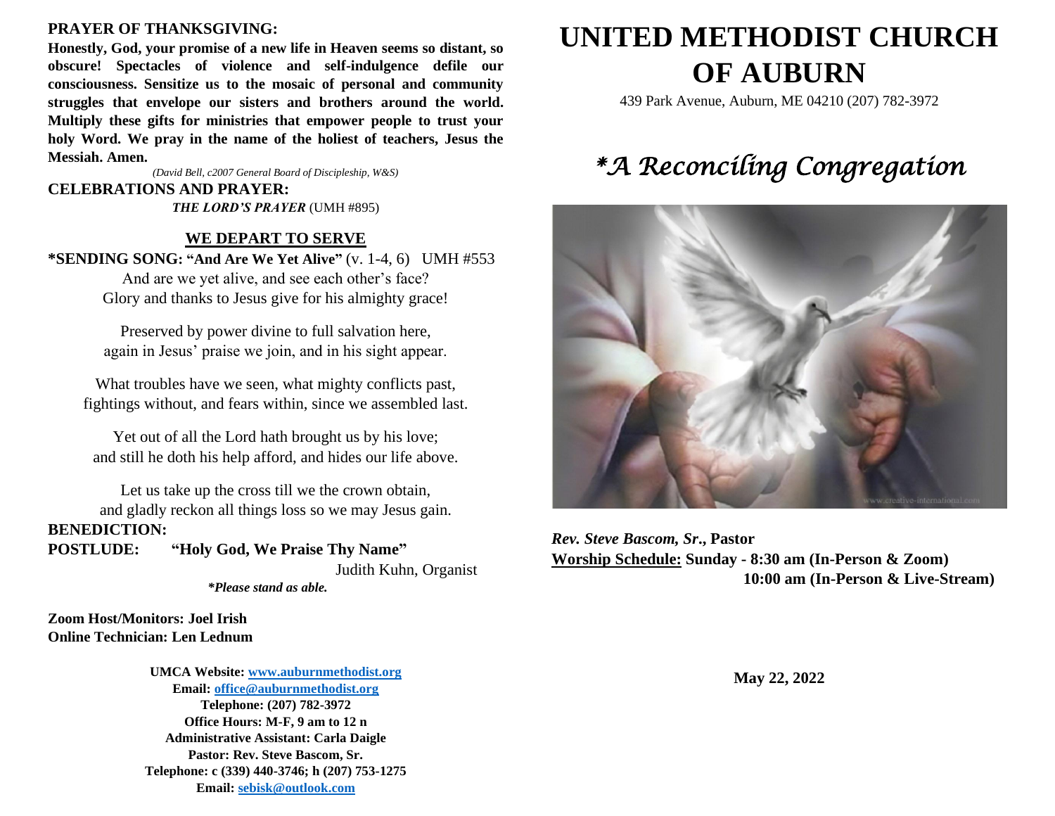**PRAYER OF THANKSGIVING:**

**Honestly, God, your promise of a new life in Heaven seems so distant, so obscure! Spectacles of violence and self-indulgence defile our consciousness. Sensitize us to the mosaic of personal and community struggles that envelope our sisters and brothers around the world. Multiply these gifts for ministries that empower people to trust your holy Word. We pray in the name of the holiest of teachers, Jesus the Messiah. Amen.**

*(David Bell, c2007 General Board of Discipleship, W&S)*

**CELEBRATIONS AND PRAYER:**

***THE LORD'S PRAYER*** (UMH #895)

## WE DEPART TO SERVE

**\*SENDING SONG: "And Are We Yet Alive"** (v. 1-4, 6) UMH #553

And are we yet alive, and see each other's face?
Glory and thanks to Jesus give for his almighty grace!

Preserved by power divine to full salvation here,
again in Jesus' praise we join, and in his sight appear.

What troubles have we seen, what mighty conflicts past,
fightings without, and fears within, since we assembled last.

Yet out of all the Lord hath brought us by his love;
and still he doth his help afford, and hides our life above.

Let us take up the cross till we the crown obtain,
and gladly reckon all things loss so we may Jesus gain.

**BENEDICTION:**

**POSTLUDE: "Holy God, We Praise Thy Name"**

Judith Kuhn, Organist

***\*Please stand as able.***

**Zoom Host/Monitors: Joel Irish**
**Online Technician: Len Lednum**

**UMCA Website: www.auburnmethodist.org**
**Email: office@auburnmethodist.org**
**Telephone: (207) 782-3972**
**Office Hours: M-F, 9 am to 12 n**
**Administrative Assistant: Carla Daigle**
**Pastor: Rev. Steve Bascom, Sr.**
**Telephone: c (339) 440-3746; h (207) 753-1275**
**Email: sebisk@outlook.com**

# UNITED METHODIST CHURCH OF AUBURN

439 Park Avenue, Auburn, ME 04210 (207) 782-3972

## *\*A Reconciling Congregation*

***Rev. Steve Bascom, Sr.*, Pastor**

**Worship Schedule: Sunday - 8:30 am (In-Person & Zoom)**
**10:00 am (In-Person & Live-Stream)**

**May 22, 2022**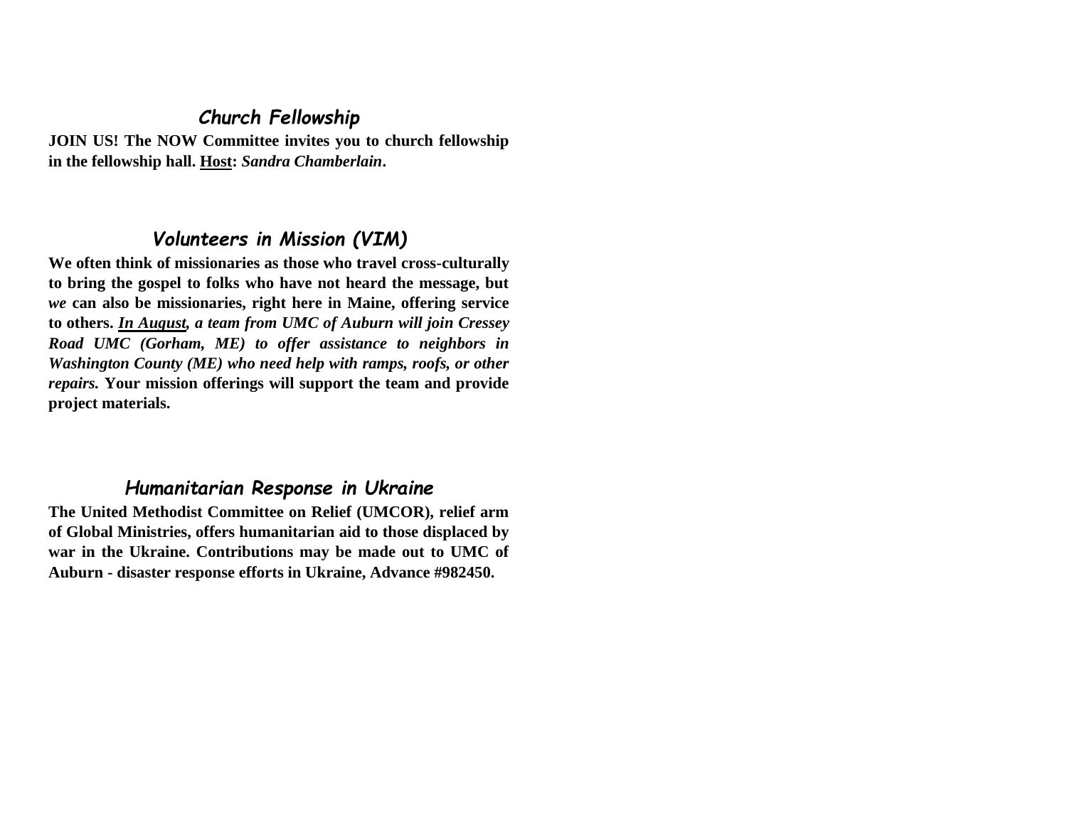## *Church Fellowship*

**JOIN US! The NOW Committee invites you to church fellowship in the fellowship hall. Host: *Sandra Chamberlain*.**

## *Volunteers in Mission (VIM)*

**We often think of missionaries as those who travel cross-culturally to bring the gospel to folks who have not heard the message, but *we* can also be missionaries, right here in Maine, offering service to others. *In August, a team from UMC of Auburn will join Cressey Road UMC (Gorham, ME) to offer assistance to neighbors in Washington County (ME) who need help with ramps, roofs, or other repairs.* Your mission offerings will support the team and provide project materials.**

## *Humanitarian Response in Ukraine*

**The United Methodist Committee on Relief (UMCOR), relief arm of Global Ministries, offers humanitarian aid to those displaced by war in the Ukraine. Contributions may be made out to UMC of Auburn - disaster response efforts in Ukraine, Advance #982450.**